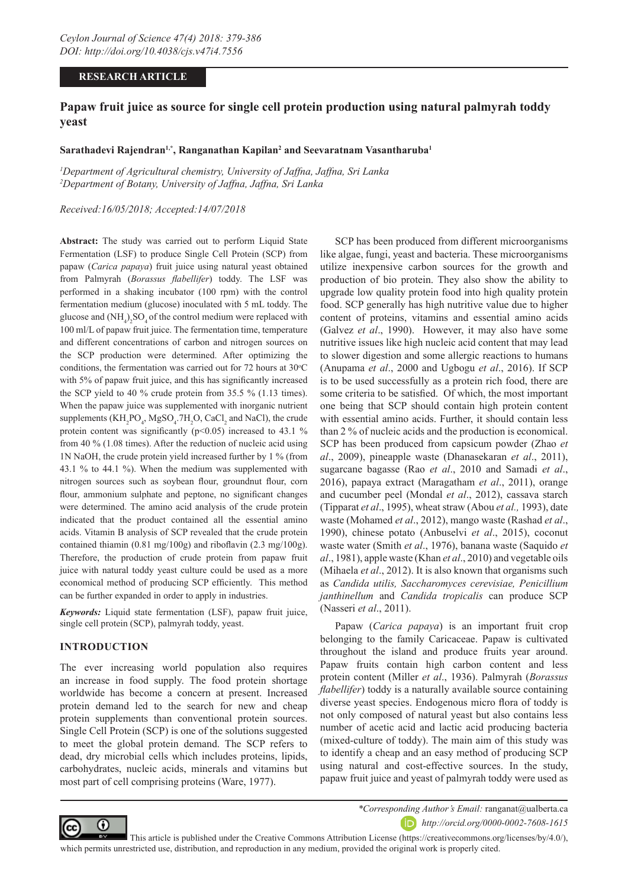**RESEARCH ARTICLE**

# Papaw fruit juice as source for single cell protein production using natural palmyrah toddy yeast

**Sarathadevi Rajendran[1,*], Ranganathan Kapilan[2] and Seevaratnam Vasantharuba[1]**

*[1]Department of Agricultural chemistry, University of Jaffna, Jaffna, Sri Lanka*
*[2]Department of Botany, University of Jaffna, Jaffna, Sri Lanka*

*Received:16/05/2018; Accepted:14/07/2018*

**Abstract:** The study was carried out to perform Liquid State Fermentation (LSF) to produce Single Cell Protein (SCP) from papaw (*Carica papaya*) fruit juice using natural yeast obtained from Palmyrah (*Borassus flabellifer*) toddy. The LSF was performed in a shaking incubator (100 rpm) with the control fermentation medium (glucose) inoculated with 5 mL toddy. The glucose and $(NH_4)_2SO_4$ of the control medium were replaced with 100 ml/L of papaw fruit juice. The fermentation time, temperature and different concentrations of carbon and nitrogen sources on the SCP production were determined. After optimizing the conditions, the fermentation was carried out for 72 hours at 30°C with 5% of papaw fruit juice, and this has significantly increased the SCP yield to 40 % crude protein from 35.5 % (1.13 times). When the papaw juice was supplemented with inorganic nutrient supplements ($KH_2PO_4$, $MgSO_4.7H_2O$, $CaCl_2$ and NaCl), the crude protein content was significantly ($p<0.05$) increased to 43.1 % from 40 % (1.08 times). After the reduction of nucleic acid using 1N NaOH, the crude protein yield increased further by 1 % (from 43.1 % to 44.1 %). When the medium was supplemented with nitrogen sources such as soybean flour, groundnut flour, corn flour, ammonium sulphate and peptone, no significant changes were determined. The amino acid analysis of the crude protein indicated that the product contained all the essential amino acids. Vitamin B analysis of SCP revealed that the crude protein contained thiamin (0.81 mg/100g) and riboflavin (2.3 mg/100g). Therefore, the production of crude protein from papaw fruit juice with natural toddy yeast culture could be used as a more economical method of producing SCP efficiently. This method can be further expanded in order to apply in industries.

***Keywords:*** Liquid state fermentation (LSF), papaw fruit juice, single cell protein (SCP), palmyrah toddy, yeast.

## INTRODUCTION

The ever increasing world population also requires an increase in food supply. The food protein shortage worldwide has become a concern at present. Increased protein demand led to the search for new and cheap protein supplements than conventional protein sources. Single Cell Protein (SCP) is one of the solutions suggested to meet the global protein demand. The SCP refers to dead, dry microbial cells which includes proteins, lipids, carbohydrates, nucleic acids, minerals and vitamins but most part of cell comprising proteins (Ware, 1977).

SCP has been produced from different microorganisms like algae, fungi, yeast and bacteria. These microorganisms utilize inexpensive carbon sources for the growth and production of bio protein. They also show the ability to upgrade low quality protein food into high quality protein food. SCP generally has high nutritive value due to higher content of proteins, vitamins and essential amino acids (Galvez *et al*., 1990). However, it may also have some nutritive issues like high nucleic acid content that may lead to slower digestion and some allergic reactions to humans (Anupama *et al*., 2000 and Ugbogu *et al*., 2016). If SCP is to be used successfully as a protein rich food, there are some criteria to be satisfied. Of which, the most important one being that SCP should contain high protein content with essential amino acids. Further, it should contain less than 2 % of nucleic acids and the production is economical. SCP has been produced from capsicum powder (Zhao *et al*., 2009), pineapple waste (Dhanasekaran *et al*., 2011), sugarcane bagasse (Rao *et al*., 2010 and Samadi *et al*., 2016), papaya extract (Maragatham *et al*., 2011), orange and cucumber peel (Mondal *et al*., 2012), cassava starch (Tipparat *et al*., 1995), wheat straw (Abou *et al.,* 1993), date waste (Mohamed *et al*., 2012), mango waste (Rashad *et al*., 1990), chinese potato (Anbuselvi *et al*., 2015), coconut waste water (Smith *et al*., 1976), banana waste (Saquido *et al*., 1981), apple waste (Khan *et al*., 2010) and vegetable oils (Mihaela *et al*., 2012). It is also known that organisms such as *Candida utilis, Saccharomyces cerevisiae, Penicillium janthinellum* and *Candida tropicalis* can produce SCP (Nasseri *et al*., 2011).

Papaw (*Carica papaya*) is an important fruit crop belonging to the family Caricaceae. Papaw is cultivated throughout the island and produce fruits year around. Papaw fruits contain high carbon content and less protein content (Miller *et al*., 1936). Palmyrah (*Borassus flabellifer*) toddy is a naturally available source containing diverse yeast species. Endogenous micro flora of toddy is not only composed of natural yeast but also contains less number of acetic acid and lactic acid producing bacteria (mixed-culture of toddy). The main aim of this study was to identify a cheap and an easy method of producing SCP using natural and cost-effective sources. In the study, papaw fruit juice and yeast of palmyrah toddy were used as

*\*Corresponding Author's Email:* ranganat@ualberta.ca
*http://orcid.org/0000-0002-7608-1615*

This article is published under the Creative Commons Attribution License (https://creativecommons.org/licenses/by/4.0/), which permits unrestricted use, distribution, and reproduction in any medium, provided the original work is properly cited.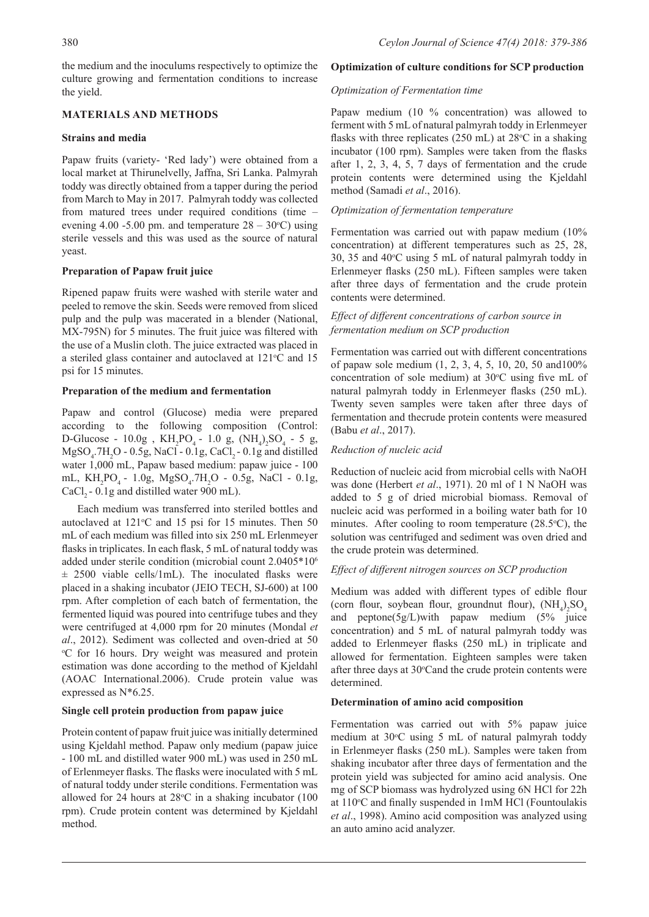the medium and the inoculums respectively to optimize the culture growing and fermentation conditions to increase the yield.

## MATERIALS AND METHODS

### Strains and media

Papaw fruits (variety- 'Red lady') were obtained from a local market at Thirunelvelly, Jaffna, Sri Lanka. Palmyrah toddy was directly obtained from a tapper during the period from March to May in 2017. Palmyrah toddy was collected from matured trees under required conditions (time – evening 4.00 -5.00 pm. and temperature 28 – 30°C) using sterile vessels and this was used as the source of natural yeast.

### Preparation of Papaw fruit juice

Ripened papaw fruits were washed with sterile water and peeled to remove the skin. Seeds were removed from sliced pulp and the pulp was macerated in a blender (National, MX-795N) for 5 minutes. The fruit juice was filtered with the use of a Muslin cloth. The juice extracted was placed in a steriled glass container and autoclaved at 121°C and 15 psi for 15 minutes.

### Preparation of the medium and fermentation

Papaw and control (Glucose) media were prepared according to the following composition (Control: D-Glucose - 10.0g , $KH_2PO_4$ - 1.0 g, $(NH_4)_2SO_4$ - 5 g, $MgSO_4.7H_2O$ - 0.5g, NaCl - 0.1g, $CaCl_2$ - 0.1g and distilled water 1,000 mL, Papaw based medium: papaw juice - 100 mL, $KH_2PO_4$ - 1.0g, $MgSO_4.7H_2O$ - 0.5g, NaCl - 0.1g, $CaCl_2$ - 0.1g and distilled water 900 mL).

Each medium was transferred into steriled bottles and autoclaved at 121°C and 15 psi for 15 minutes. Then 50 mL of each medium was filled into six 250 mL Erlenmeyer flasks in triplicates. In each flask, 5 mL of natural toddy was added under sterile condition (microbial count $2.0405*10^6 \pm 2500$ viable cells/1mL). The inoculated flasks were placed in a shaking incubator (JEIO TECH, SJ-600) at 100 rpm. After completion of each batch of fermentation, the fermented liquid was poured into centrifuge tubes and they were centrifuged at 4,000 rpm for 20 minutes (Mondal *et al*., 2012). Sediment was collected and oven-dried at 50 °C for 16 hours. Dry weight was measured and protein estimation was done according to the method of Kjeldahl (AOAC International.2006). Crude protein value was expressed as N*6.25.

### Single cell protein production from papaw juice

Protein content of papaw fruit juice was initially determined using Kjeldahl method. Papaw only medium (papaw juice - 100 mL and distilled water 900 mL) was used in 250 mL of Erlenmeyer flasks. The flasks were inoculated with 5 mL of natural toddy under sterile conditions. Fermentation was allowed for 24 hours at 28°C in a shaking incubator (100 rpm). Crude protein content was determined by Kjeldahl method.

### Optimization of culture conditions for SCP production

*Optimization of Fermentation time*

Papaw medium (10 % concentration) was allowed to ferment with 5 mL of natural palmyrah toddy in Erlenmeyer flasks with three replicates (250 mL) at 28°C in a shaking incubator (100 rpm). Samples were taken from the flasks after 1, 2, 3, 4, 5, 7 days of fermentation and the crude protein contents were determined using the Kjeldahl method (Samadi *et al*., 2016).

*Optimization of fermentation temperature*

Fermentation was carried out with papaw medium (10% concentration) at different temperatures such as 25, 28, 30, 35 and 40°C using 5 mL of natural palmyrah toddy in Erlenmeyer flasks (250 mL). Fifteen samples were taken after three days of fermentation and the crude protein contents were determined.

*Effect of different concentrations of carbon source in fermentation medium on SCP production*

Fermentation was carried out with different concentrations of papaw sole medium (1, 2, 3, 4, 5, 10, 20, 50 and100% concentration of sole medium) at 30°C using five mL of natural palmyrah toddy in Erlenmeyer flasks (250 mL). Twenty seven samples were taken after three days of fermentation and thecrude protein contents were measured (Babu *et al*., 2017).

*Reduction of nucleic acid*

Reduction of nucleic acid from microbial cells with NaOH was done (Herbert *et al*., 1971). 20 ml of 1 N NaOH was added to 5 g of dried microbial biomass. Removal of nucleic acid was performed in a boiling water bath for 10 minutes. After cooling to room temperature (28.5°C), the solution was centrifuged and sediment was oven dried and the crude protein was determined.

*Effect of different nitrogen sources on SCP production*

Medium was added with different types of edible flour (corn flour, soybean flour, groundnut flour), $(NH_4)_2SO_4$ and peptone(5g/L)with papaw medium (5% juice concentration) and 5 mL of natural palmyrah toddy was added to Erlenmeyer flasks (250 mL) in triplicate and allowed for fermentation. Eighteen samples were taken after three days at 30°Cand the crude protein contents were determined.

### Determination of amino acid composition

Fermentation was carried out with 5% papaw juice medium at 30°C using 5 mL of natural palmyrah toddy in Erlenmeyer flasks (250 mL). Samples were taken from shaking incubator after three days of fermentation and the protein yield was subjected for amino acid analysis. One mg of SCP biomass was hydrolyzed using 6N HCl for 22h at 110°C and finally suspended in 1mM HCl (Fountoulakis *et al*., 1998). Amino acid composition was analyzed using an auto amino acid analyzer.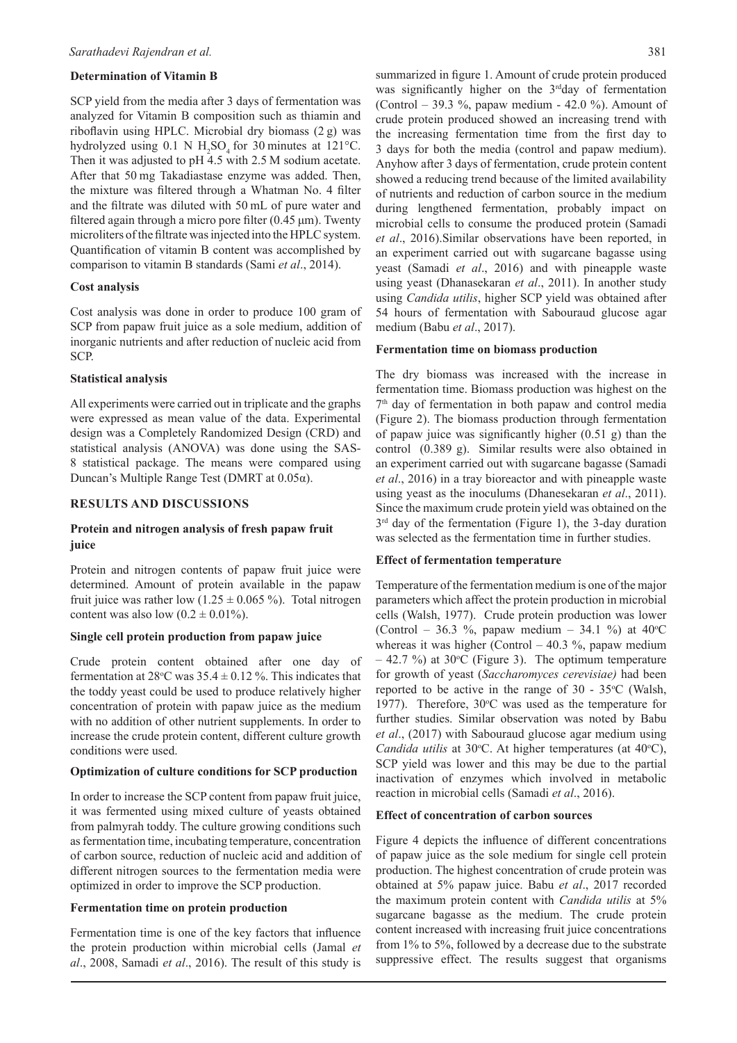### Determination of Vitamin B

SCP yield from the media after 3 days of fermentation was analyzed for Vitamin B composition such as thiamin and riboflavin using HPLC. Microbial dry biomass (2 g) was hydrolyzed using 0.1 N $H_2SO_4$ for 30 minutes at 121°C. Then it was adjusted to pH 4.5 with 2.5 M sodium acetate. After that 50 mg Takadiastase enzyme was added. Then, the mixture was filtered through a Whatman No. 4 filter and the filtrate was diluted with 50 mL of pure water and filtered again through a micro pore filter (0.45 μm). Twenty microliters of the filtrate was injected into the HPLC system. Quantification of vitamin B content was accomplished by comparison to vitamin B standards (Sami *et al*., 2014).

### Cost analysis

Cost analysis was done in order to produce 100 gram of SCP from papaw fruit juice as a sole medium, addition of inorganic nutrients and after reduction of nucleic acid from SCP.

### Statistical analysis

All experiments were carried out in triplicate and the graphs were expressed as mean value of the data. Experimental design was a Completely Randomized Design (CRD) and statistical analysis (ANOVA) was done using the SAS-8 statistical package. The means were compared using Duncan's Multiple Range Test (DMRT at 0.05α).

## RESULTS AND DISCUSSIONS

### Protein and nitrogen analysis of fresh papaw fruit juice

Protein and nitrogen contents of papaw fruit juice were determined. Amount of protein available in the papaw fruit juice was rather low (1.25 ± 0.065 %). Total nitrogen content was also low (0.2 ± 0.01%).

### Single cell protein production from papaw juice

Crude protein content obtained after one day of fermentation at 28°C was 35.4 ± 0.12 %. This indicates that the toddy yeast could be used to produce relatively higher concentration of protein with papaw juice as the medium with no addition of other nutrient supplements. In order to increase the crude protein content, different culture growth conditions were used.

### Optimization of culture conditions for SCP production

In order to increase the SCP content from papaw fruit juice, it was fermented using mixed culture of yeasts obtained from palmyrah toddy. The culture growing conditions such as fermentation time, incubating temperature, concentration of carbon source, reduction of nucleic acid and addition of different nitrogen sources to the fermentation media were optimized in order to improve the SCP production.

### Fermentation time on protein production

Fermentation time is one of the key factors that influence the protein production within microbial cells (Jamal *et al*., 2008, Samadi *et al*., 2016). The result of this study is summarized in figure 1. Amount of crude protein produced was significantly higher on the 3rd day of fermentation (Control – 39.3 %, papaw medium - 42.0 %). Amount of crude protein produced showed an increasing trend with the increasing fermentation time from the first day to 3 days for both the media (control and papaw medium). Anyhow after 3 days of fermentation, crude protein content showed a reducing trend because of the limited availability of nutrients and reduction of carbon source in the medium during lengthened fermentation, probably impact on microbial cells to consume the produced protein (Samadi *et al*., 2016).Similar observations have been reported, in an experiment carried out with sugarcane bagasse using yeast (Samadi *et al*., 2016) and with pineapple waste using yeast (Dhanasekaran *et al*., 2011). In another study using *Candida utilis*, higher SCP yield was obtained after 54 hours of fermentation with Sabouraud glucose agar medium (Babu *et al*., 2017).

### Fermentation time on biomass production

The dry biomass was increased with the increase in fermentation time. Biomass production was highest on the 7th day of fermentation in both papaw and control media (Figure 2). The biomass production through fermentation of papaw juice was significantly higher (0.51 g) than the control (0.389 g). Similar results were also obtained in an experiment carried out with sugarcane bagasse (Samadi *et al*., 2016) in a tray bioreactor and with pineapple waste using yeast as the inoculums (Dhanesekaran *et al*., 2011). Since the maximum crude protein yield was obtained on the 3rd day of the fermentation (Figure 1), the 3-day duration was selected as the fermentation time in further studies.

### Effect of fermentation temperature

Temperature of the fermentation medium is one of the major parameters which affect the protein production in microbial cells (Walsh, 1977). Crude protein production was lower (Control – 36.3 %, papaw medium – 34.1 %) at 40°C whereas it was higher (Control – 40.3 %, papaw medium – 42.7 %) at 30°C (Figure 3). The optimum temperature for growth of yeast (*Saccharomyces cerevisiae)* had been reported to be active in the range of 30 - 35°C (Walsh, 1977). Therefore, 30°C was used as the temperature for further studies. Similar observation was noted by Babu *et al*., (2017) with Sabouraud glucose agar medium using *Candida utilis* at 30°C. At higher temperatures (at 40°C), SCP yield was lower and this may be due to the partial inactivation of enzymes which involved in metabolic reaction in microbial cells (Samadi *et al*., 2016).

### Effect of concentration of carbon sources

Figure 4 depicts the influence of different concentrations of papaw juice as the sole medium for single cell protein production. The highest concentration of crude protein was obtained at 5% papaw juice. Babu *et al*., 2017 recorded the maximum protein content with *Candida utilis* at 5% sugarcane bagasse as the medium. The crude protein content increased with increasing fruit juice concentrations from 1% to 5%, followed by a decrease due to the substrate suppressive effect. The results suggest that organisms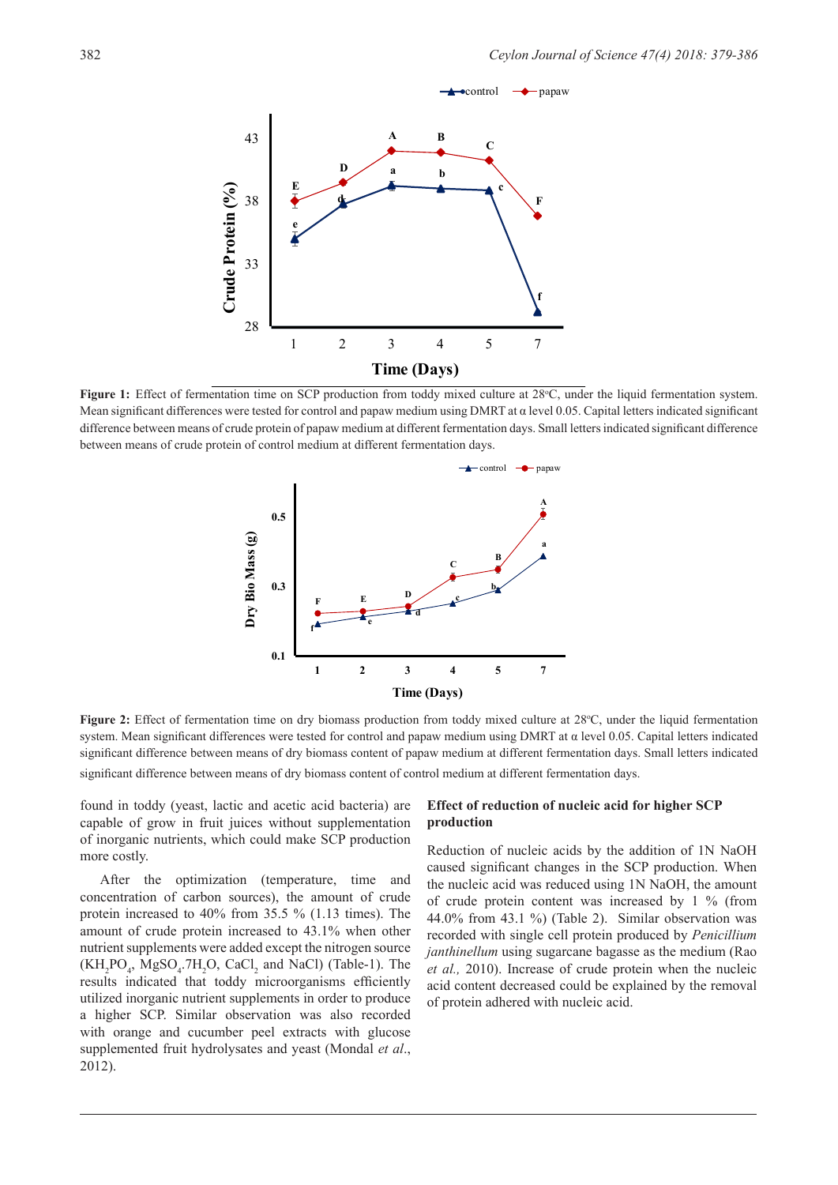Figure 1: Effect of fermentation time on SCP production from toddy mixed culture at 28°C, under the liquid fermentation system. Mean significant differences were tested for control and papaw medium using DMRT at α level 0.05. Capital letters indicated significant difference between means of crude protein of papaw medium at different fermentation days. Small letters indicated significant difference between means of crude protein of control medium at different fermentation days.

**Figure 2:** Effect of fermentation time on dry biomass production from toddy mixed culture at 28°C, under the liquid fermentation system. Mean significant differences were tested for control and papaw medium using DMRT at α level 0.05. Capital letters indicated significant difference between means of dry biomass content of papaw medium at different fermentation days. Small letters indicated significant difference between means of dry biomass content of control medium at different fermentation days.

found in toddy (yeast, lactic and acetic acid bacteria) are capable of grow in fruit juices without supplementation of inorganic nutrients, which could make SCP production more costly.

After the optimization (temperature, time and concentration of carbon sources), the amount of crude protein increased to 40% from 35.5 % (1.13 times). The amount of crude protein increased to 43.1% when other nutrient supplements were added except the nitrogen source ($KH_2PO_4$, $MgSO_4.7H_2O$, $CaCl_2$ and NaCl) (Table-1). The results indicated that toddy microorganisms efficiently utilized inorganic nutrient supplements in order to produce a higher SCP. Similar observation was also recorded with orange and cucumber peel extracts with glucose supplemented fruit hydrolysates and yeast (Mondal *et al*., 2012).

**Effect of reduction of nucleic acid for higher SCP production**

Reduction of nucleic acids by the addition of 1N NaOH caused significant changes in the SCP production. When the nucleic acid was reduced using 1N NaOH, the amount of crude protein content was increased by 1 % (from 44.0% from 43.1 %) (Table 2). Similar observation was recorded with single cell protein produced by *Penicillium janthinellum* using sugarcane bagasse as the medium (Rao *et al.,* 2010). Increase of crude protein when the nucleic acid content decreased could be explained by the removal of protein adhered with nucleic acid.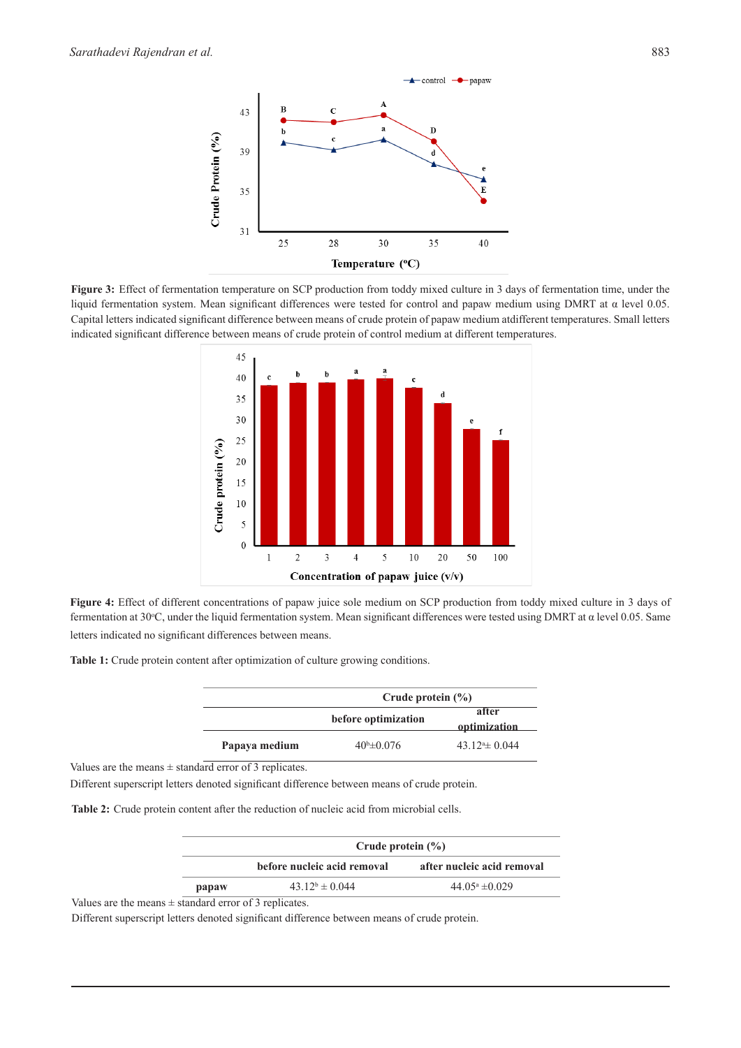**Figure 3:** Effect of fermentation temperature on SCP production from toddy mixed culture in 3 days of fermentation time, under the liquid fermentation system. Mean significant differences were tested for control and papaw medium using DMRT at α level 0.05. Capital letters indicated significant difference between means of crude protein of papaw medium atdifferent temperatures. Small letters indicated significant difference between means of crude protein of control medium at different temperatures.

**Figure 4:** Effect of different concentrations of papaw juice sole medium on SCP production from toddy mixed culture in 3 days of fermentation at 30°C, under the liquid fermentation system. Mean significant differences were tested using DMRT at α level 0.05. Same letters indicated no significant differences between means.

**Table 1:** Crude protein content after optimization of culture growing conditions.

| | Crude protein (%) | |
|---|---|---|
| | before optimization | after optimization |
| **Papaya medium** | $40^{b}$±0.076 | $43.12^{a}$± 0.044 |

Values are the means ± standard error of 3 replicates.

Different superscript letters denoted significant difference between means of crude protein.

**Table 2:** Crude protein content after the reduction of nucleic acid from microbial cells.

| | Crude protein (%) | |
|---|---|---|
| | before nucleic acid removal | after nucleic acid removal |
| **papaw** | $43.12^{b}$ ± 0.044 | $44.05^{a}$ ±0.029 |

Values are the means ± standard error of 3 replicates.

Different superscript letters denoted significant difference between means of crude protein.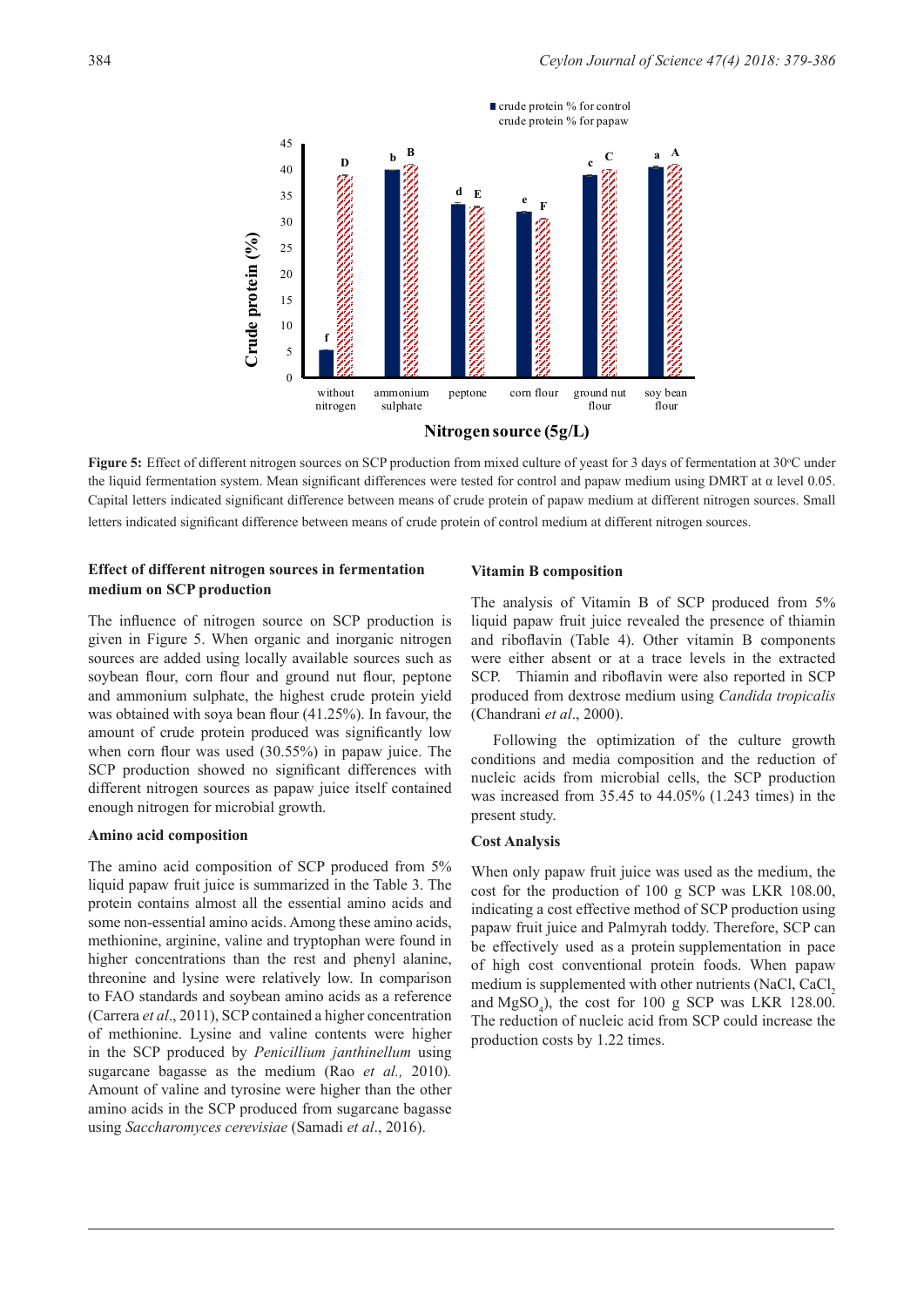**Figure 5:** Effect of different nitrogen sources on SCP production from mixed culture of yeast for 3 days of fermentation at 30°C under the liquid fermentation system. Mean significant differences were tested for control and papaw medium using DMRT at α level 0.05. Capital letters indicated significant difference between means of crude protein of papaw medium at different nitrogen sources. Small letters indicated significant difference between means of crude protein of control medium at different nitrogen sources.

### Effect of different nitrogen sources in fermentation medium on SCP production

The influence of nitrogen source on SCP production is given in Figure 5. When organic and inorganic nitrogen sources are added using locally available sources such as soybean flour, corn flour and ground nut flour, peptone and ammonium sulphate, the highest crude protein yield was obtained with soya bean flour (41.25%). In favour, the amount of crude protein produced was significantly low when corn flour was used (30.55%) in papaw juice. The SCP production showed no significant differences with different nitrogen sources as papaw juice itself contained enough nitrogen for microbial growth.

### Amino acid composition

The amino acid composition of SCP produced from 5% liquid papaw fruit juice is summarized in the Table 3. The protein contains almost all the essential amino acids and some non-essential amino acids. Among these amino acids, methionine, arginine, valine and tryptophan were found in higher concentrations than the rest and phenyl alanine, threonine and lysine were relatively low. In comparison to FAO standards and soybean amino acids as a reference (Carrera *et al*., 2011), SCP contained a higher concentration of methionine. Lysine and valine contents were higher in the SCP produced by *Penicillium janthinellum* using sugarcane bagasse as the medium (Rao *et al.,* 2010). Amount of valine and tyrosine were higher than the other amino acids in the SCP produced from sugarcane bagasse using *Saccharomyces cerevisiae* (Samadi *et al*., 2016).

### Vitamin B composition

The analysis of Vitamin B of SCP produced from 5% liquid papaw fruit juice revealed the presence of thiamin and riboflavin (Table 4). Other vitamin B components were either absent or at a trace levels in the extracted SCP. Thiamin and riboflavin were also reported in SCP produced from dextrose medium using *Candida tropicalis* (Chandrani *et al*., 2000).

Following the optimization of the culture growth conditions and media composition and the reduction of nucleic acids from microbial cells, the SCP production was increased from 35.45 to 44.05% (1.243 times) in the present study.

### Cost Analysis

When only papaw fruit juice was used as the medium, the cost for the production of 100 g SCP was LKR 108.00, indicating a cost effective method of SCP production using papaw fruit juice and Palmyrah toddy. Therefore, SCP can be effectively used as a protein supplementation in pace of high cost conventional protein foods. When papaw medium is supplemented with other nutrients (NaCl, $CaCl_2$ and $MgSO_4$), the cost for 100 g SCP was LKR 128.00. The reduction of nucleic acid from SCP could increase the production costs by 1.22 times.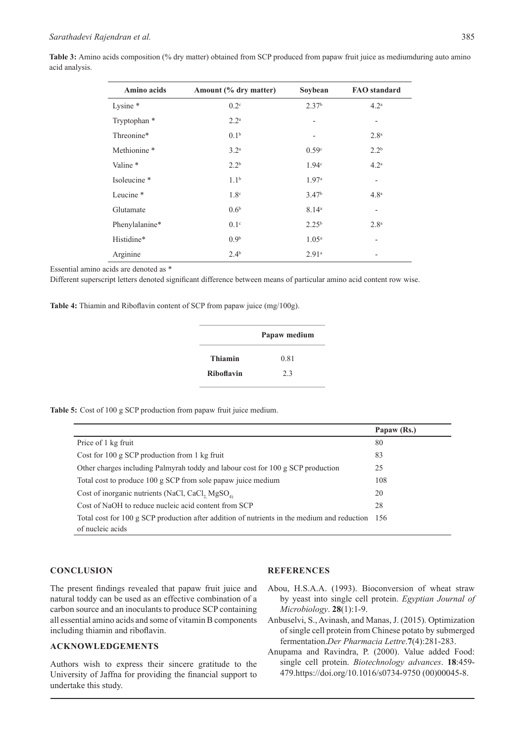**Table 3:** Amino acids composition (% dry matter) obtained from SCP produced from papaw fruit juice as mediumduring auto amino acid analysis.

| Amino acids | Amount (% dry matter) | Soybean | FAO standard |
|---|---|---|---|
| Lysine * | $0.2^c$ | $2.37^b$ | $4.2^a$ |
| Tryptophan * | $2.2^a$ | - | - |
| Threonine* | $0.1^b$ | - | $2.8^a$ |
| Methionine * | $3.2^a$ | $0.59^c$ | $2.2^b$ |
| Valine * | $2.2^b$ | $1.94^c$ | $4.2^a$ |
| Isoleucine * | $1.1^b$ | $1.97^a$ | - |
| Leucine * | $1.8^c$ | $3.47^b$ | $4.8^a$ |
| Glutamate | $0.6^b$ | $8.14^a$ | - |
| Phenylalanine* | $0.1^c$ | $2.25^b$ | $2.8^a$ |
| Histidine* | $0.9^b$ | $1.05^a$ | - |
| Arginine | $2.4^b$ | $2.91^a$ | - |

Essential amino acids are denoted as *

Different superscript letters denoted significant difference between means of particular amino acid content row wise.

**Table 4:** Thiamin and Riboflavin content of SCP from papaw juice (mg/100g).

| | Papaw medium |
|---|---|
| **Thiamin** | 0.81 |
| **Riboflavin** | 2.3 |

**Table 5:** Cost of 100 g SCP production from papaw fruit juice medium.

| | Papaw (Rs.) |
|---|---|
| Price of 1 kg fruit | 80 |
| Cost for 100 g SCP production from 1 kg fruit | 83 |
| Other charges including Palmyrah toddy and labour cost for 100 g SCP production | 25 |
| Total cost to produce 100 g SCP from sole papaw juice medium | 108 |
| Cost of inorganic nutrients (NaCl, $CaCl_2$, $MgSO_4$) | 20 |
| Cost of NaOH to reduce nucleic acid content from SCP | 28 |
| Total cost for 100 g SCP production after addition of nutrients in the medium and reduction of nucleic acids | 156 |

## CONCLUSION

The present findings revealed that papaw fruit juice and natural toddy can be used as an effective combination of a carbon source and an inoculants to produce SCP containing all essential amino acids and some of vitamin B components including thiamin and riboflavin.

## ACKNOWLEDGEMENTS

Authors wish to express their sincere gratitude to the University of Jaffna for providing the financial support to undertake this study.

## REFERENCES

Abou, H.S.A.A. (1993). Bioconversion of wheat straw by yeast into single cell protein. *Egyptian Journal of Microbiology*. **28**(1):1-9.

Anbuselvi, S., Avinash, and Manas, J. (2015). Optimization of single cell protein from Chinese potato by submerged fermentation.*Der Pharmacia Lettre*.**7**(4):281-283.

Anupama and Ravindra, P. (2000). Value added Food: single cell protein. *Biotechnology advances*. **18**:459-479.https://doi.org/10.1016/s0734-9750 (00)00045-8.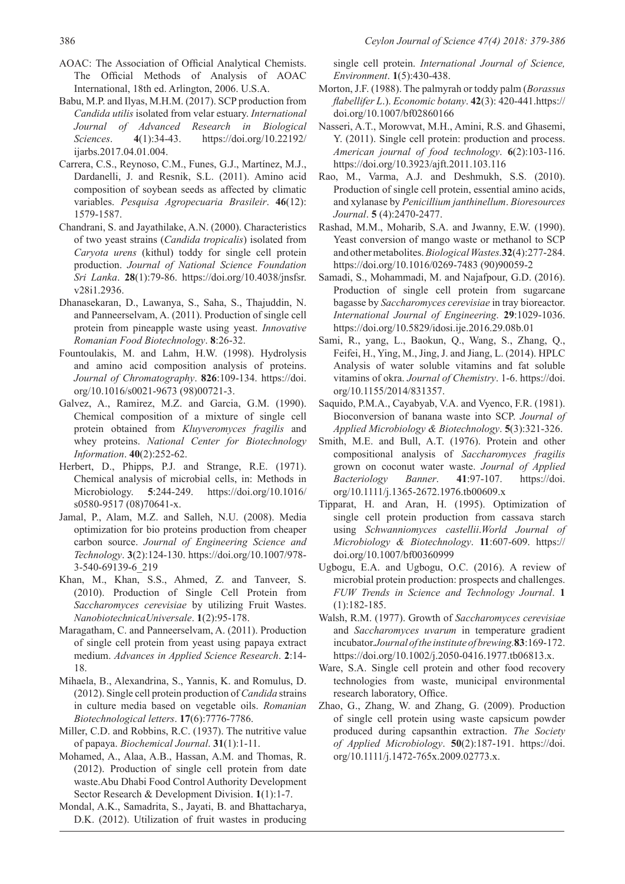AOAC: The Association of Official Analytical Chemists. The Official Methods of Analysis of AOAC International, 18th ed. Arlington, 2006. U.S.A.

Babu, M.P. and Ilyas, M.H.M. (2017). SCP production from *Candida utilis* isolated from velar estuary. *International Journal of Advanced Research in Biological Sciences*. **4**(1):34-43. https://doi.org/10.22192/ijarbs.2017.04.01.004.

Carrera, C.S., Reynoso, C.M., Funes, G.J., Martínez, M.J., Dardanelli, J. and Resnik, S.L. (2011). Amino acid composition of soybean seeds as affected by climatic variables. *Pesquisa Agropecuaria Brasileir*. **46**(12): 1579-1587.

Chandrani, S. and Jayathilake, A.N. (2000). Characteristics of two yeast strains (*Candida tropicalis*) isolated from *Caryota urens* (kithul) toddy for single cell protein production. *Journal of National Science Foundation Sri Lanka*. **28**(1):79-86. https://doi.org/10.4038/jnsfsr.v28i1.2936.

Dhanasekaran, D., Lawanya, S., Saha, S., Thajuddin, N. and Panneerselvam, A. (2011). Production of single cell protein from pineapple waste using yeast. *Innovative Romanian Food Biotechnology*. **8**:26-32.

Fountoulakis, M. and Lahm, H.W. (1998). Hydrolysis and amino acid composition analysis of proteins. *Journal of Chromatography*. **826**:109-134. https://doi.org/10.1016/s0021-9673 (98)00721-3.

Galvez, A., Ramirez, M.Z. and Garcia, G.M. (1990). Chemical composition of a mixture of single cell protein obtained from *Kluyveromyces fragilis* and whey proteins. *National Center for Biotechnology Information*. **40**(2):252-62.

Herbert, D., Phipps, P.J. and Strange, R.E. (1971). Chemical analysis of microbial cells, in: Methods in Microbiology. **5**:244-249. https://doi.org/10.1016/s0580-9517 (08)70641-x.

Jamal, P., Alam, M.Z. and Salleh, N.U. (2008). Media optimization for bio proteins production from cheaper carbon source. *Journal of Engineering Science and Technology*. **3**(2):124-130. https://doi.org/10.1007/978-3-540-69139-6_219

Khan, M., Khan, S.S., Ahmed, Z. and Tanveer, S. (2010). Production of Single Cell Protein from *Saccharomyces cerevisiae* by utilizing Fruit Wastes. *NanobiotechnicaUniversale*. **1**(2):95-178.

Maragatham, C. and Panneerselvam, A. (2011). Production of single cell protein from yeast using papaya extract medium. *Advances in Applied Science Research*. **2**:14-18.

Mihaela, B., Alexandrina, S., Yannis, K. and Romulus, D. (2012). Single cell protein production of *Candida* strains in culture media based on vegetable oils. *Romanian Biotechnological letters*. **17**(6):7776-7786.

Miller, C.D. and Robbins, R.C. (1937). The nutritive value of papaya. *Biochemical Journal*. **31**(1):1-11.

Mohamed, A., Alaa, A.B., Hassan, A.M. and Thomas, R. (2012). Production of single cell protein from date waste.Abu Dhabi Food Control Authority Development Sector Research & Development Division. **1**(1):1-7.

Mondal, A.K., Samadrita, S., Jayati, B. and Bhattacharya, D.K. (2012). Utilization of fruit wastes in producing single cell protein. *International Journal of Science, Environment*. **1**(5):430-438.

Morton, J.F. (1988). The palmyrah or toddy palm (*Borassus flabellifer L*.). *Economic botany*. **42**(3): 420-441.https://doi.org/10.1007/bf02860166

Nasseri, A.T., Morowvat, M.H., Amini, R.S. and Ghasemi, Y. (2011). Single cell protein: production and process. *American journal of food technology*. **6**(2):103-116. https://doi.org/10.3923/ajft.2011.103.116

Rao, M., Varma, A.J. and Deshmukh, S.S. (2010). Production of single cell protein, essential amino acids, and xylanase by *Penicillium janthinellum*. *Bioresources Journal*. **5** (4):2470-2477.

Rashad, M.M., Moharib, S.A. and Jwanny, E.W. (1990). Yeast conversion of mango waste or methanol to SCP and other metabolites.*Biological Wastes*.**32**(4):277-284. https://doi.org/10.1016/0269-7483 (90)90059-2

Samadi, S., Mohammadi, M. and Najafpour, G.D. (2016). Production of single cell protein from sugarcane bagasse by *Saccharomyces cerevisiae* in tray bioreactor. *International Journal of Engineering*. **29**:1029-1036. https://doi.org/10.5829/idosi.ije.2016.29.08b.01

Sami, R., yang, L., Baokun, Q., Wang, S., Zhang, Q., Feifei, H., Ying, M., Jing, J. and Jiang, L. (2014). HPLC Analysis of water soluble vitamins and fat soluble vitamins of okra. *Journal of Chemistry*. 1-6. https://doi.org/10.1155/2014/831357.

Saquido, P.M.A., Cayabyab, V.A. and Vyenco, F.R. (1981). Bioconversion of banana waste into SCP. *Journal of Applied Microbiology & Biotechnology*. **5**(3):321-326.

Smith, M.E. and Bull, A.T. (1976). Protein and other compositional analysis of *Saccharomyces fragilis* grown on coconut water waste. *Journal of Applied Bacteriology Banner*. **41**:97-107. https://doi.org/10.1111/j.1365-2672.1976.tb00609.x

Tipparat, H. and Aran, H. (1995). Optimization of single cell protein production from cassava starch using *Schwanniomyces castellii*.*World Journal of Microbiology & Biotechnology*. **11**:607-609. https://doi.org/10.1007/bf00360999

Ugbogu, E.A. and Ugbogu, O.C. (2016). A review of microbial protein production: prospects and challenges. *FUW Trends in Science and Technology Journal*. **1** (1):182-185.

Walsh, R.M. (1977). Growth of *Saccharomyces cerevisiae* and *Saccharomyces uvarum* in temperature gradient incubator.*Journal of the institute of brewing*.**83**:169-172. https://doi.org/10.1002/j.2050-0416.1977.tb06813.x.

Ware, S.A. Single cell protein and other food recovery technologies from waste, municipal environmental research laboratory, Office.

Zhao, G., Zhang, W. and Zhang, G. (2009). Production of single cell protein using waste capsicum powder produced during capsanthin extraction. *The Society of Applied Microbiology*. **50**(2):187-191. https://doi.org/10.1111/j.1472-765x.2009.02773.x.